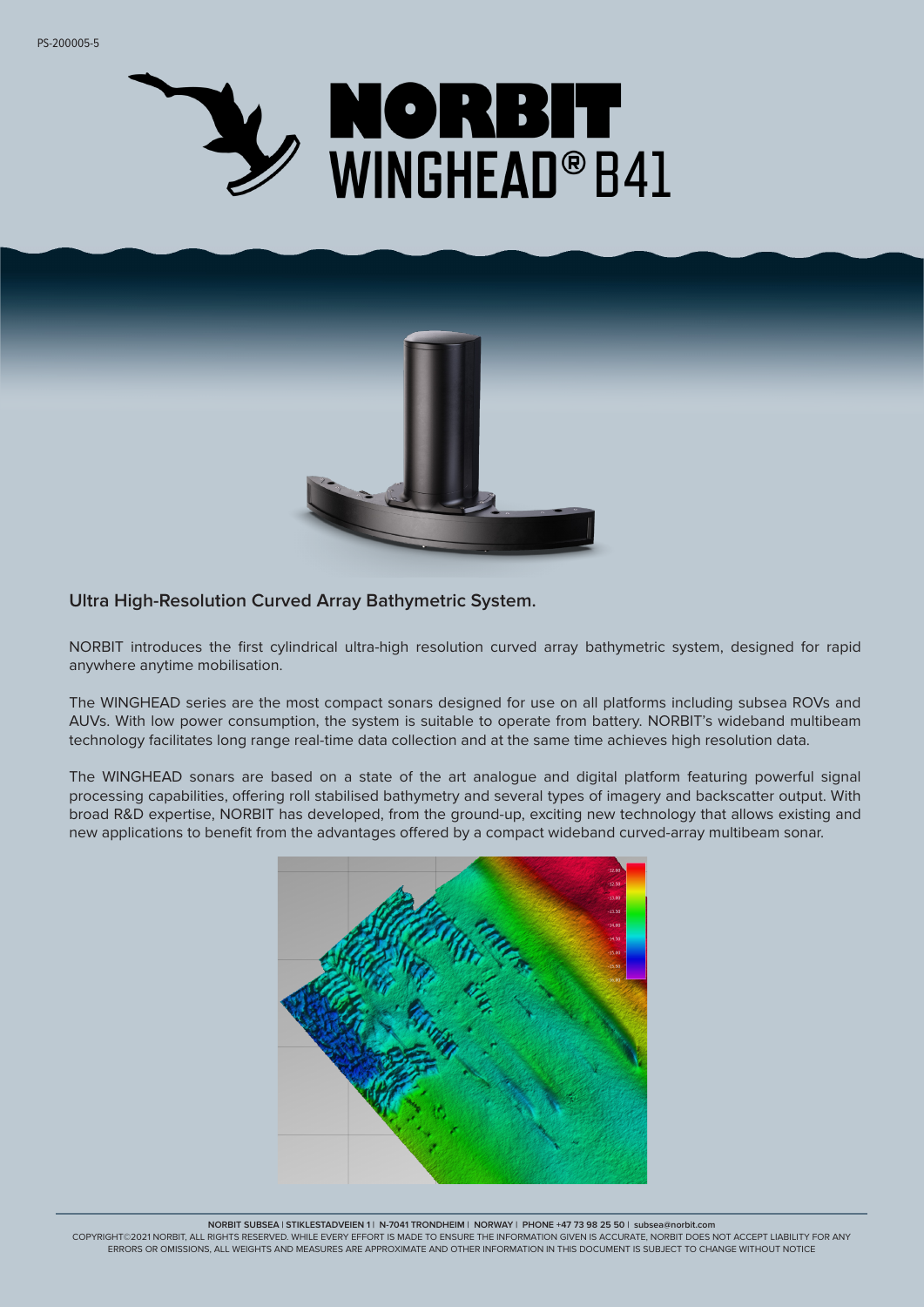PS-200005-5

# NORBIT WINGHEAD® B41

## Ultra High-Resolution Curved Array Bathymetric System.

NORBIT introduces the first cylindrical ultra-high resolution curved array bathymetric system, designed for rapid anywhere anytime mobilisation.

The WINGHEAD series are the most compact sonars designed for use on all platforms including subsea ROVs and AUVs. With low power consumption, the system is suitable to operate from battery. NORBIT's wideband multibeam technology facilitates long range real-time data collection and at the same time achieves high resolution data.

The WINGHEAD sonars are based on a state of the art analogue and digital platform featuring powerful signal processing capabilities, offering roll stabilised bathymetry and several types of imagery and backscatter output. With broad R&D expertise, NORBIT has developed, from the ground-up, exciting new technology that allows existing and new applications to benefit from the advantages offered by a compact wideband curved-array multibeam sonar.

NORBIT SUBSEA | STIKLESTADVEIEN 1 | N-7041 TRONDHEIM | NORWAY | PHONE +47 73 98 25 50 | subsea@norbit.com

COPYRIGHT©2021 NORBIT, ALL RIGHTS RESERVED. WHILE EVERY EFFORT IS MADE TO ENSURE THE INFORMATION GIVEN IS ACCURATE, NORBIT DOES NOT ACCEPT LIABILITY FOR ANY ERRORS OR OMISSIONS, ALL WEIGHTS AND MEASURES ARE APPROXIMATE AND OTHER INFORMATION IN THIS DOCUMENT IS SUBJECT TO CHANGE WITHOUT NOTICE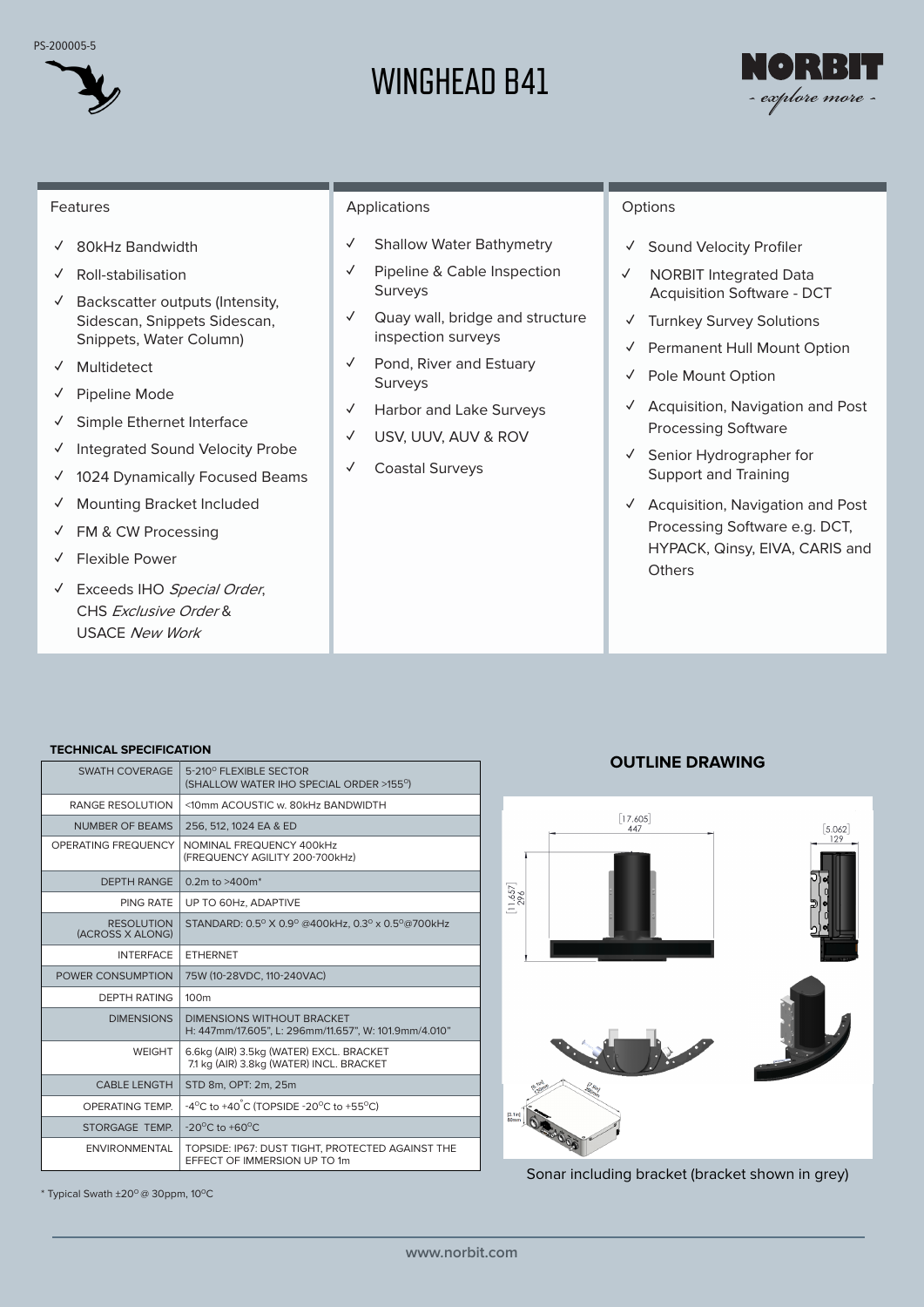PS-200005-5

# WINGHEAD B41

NORBIT
- explore more -

## Features

- ✓ 80kHz Bandwidth
- ✓ Roll-stabilisation
- ✓ Backscatter outputs (Intensity, Sidescan, Snippets Sidescan, Snippets, Water Column)
- ✓ Multidetect
- ✓ Pipeline Mode
- ✓ Simple Ethernet Interface
- ✓ Integrated Sound Velocity Probe
- ✓ 1024 Dynamically Focused Beams
- ✓ Mounting Bracket Included
- ✓ FM & CW Processing
- ✓ Flexible Power
- ✓ Exceeds IHO *Special Order*, CHS *Exclusive Order* & USACE *New Work*

## Applications

- ✓ Shallow Water Bathymetry
- ✓ Pipeline & Cable Inspection Surveys
- ✓ Quay wall, bridge and structure inspection surveys
- ✓ Pond, River and Estuary Surveys
- ✓ Harbor and Lake Surveys
- ✓ USV, UUV, AUV & ROV
- ✓ Coastal Surveys

## Options

- ✓ Sound Velocity Profiler
- ✓ NORBIT Integrated Data Acquisition Software - DCT
- ✓ Turnkey Survey Solutions
- ✓ Permanent Hull Mount Option
- ✓ Pole Mount Option
- ✓ Acquisition, Navigation and Post Processing Software
- ✓ Senior Hydrographer for Support and Training
- ✓ Acquisition, Navigation and Post Processing Software e.g. DCT, HYPACK, Qinsy, EIVA, CARIS and Others

### TECHNICAL SPECIFICATION

| | |
|---|---|
| SWATH COVERAGE | 5-210° FLEXIBLE SECTOR (SHALLOW WATER IHO SPECIAL ORDER >155°) |
| RANGE RESOLUTION | <10mm ACOUSTIC w. 80kHz BANDWIDTH |
| NUMBER OF BEAMS | 256, 512, 1024 EA & ED |
| OPERATING FREQUENCY | NOMINAL FREQUENCY 400kHz (FREQUENCY AGILITY 200-700kHz) |
| DEPTH RANGE | 0.2m to >400m* |
| PING RATE | UP TO 60Hz, ADAPTIVE |
| RESOLUTION (ACROSS X ALONG) | STANDARD: 0.5° X 0.9° @400kHz, 0.3° x 0.5°@700kHz |
| INTERFACE | ETHERNET |
| POWER CONSUMPTION | 75W (10-28VDC, 110-240VAC) |
| DEPTH RATING | 100m |
| DIMENSIONS | DIMENSIONS WITHOUT BRACKET H: 447mm/17.605", L: 296mm/11.657", W: 101.9mm/4.010" |
| WEIGHT | 6.6kg (AIR) 3.5kg (WATER) EXCL. BRACKET 7.1 kg (AIR) 3.8kg (WATER) INCL. BRACKET |
| CABLE LENGTH | STD 8m, OPT: 2m, 25m |
| OPERATING TEMP. | -4°C to +40°C (TOPSIDE -20°C to +55°C) |
| STORGAGE TEMP. | -20°C to +60°C |
| ENVIRONMENTAL | TOPSIDE: IP67: DUST TIGHT, PROTECTED AGAINST THE EFFECT OF IMMERSION UP TO 1m |

\* Typical Swath ±20° @ 30ppm, 10°C

### OUTLINE DRAWING

[17.605]
447

[5.062]
129

[11.657]
296

Sonar including bracket (bracket shown in grey)

www.norbit.com